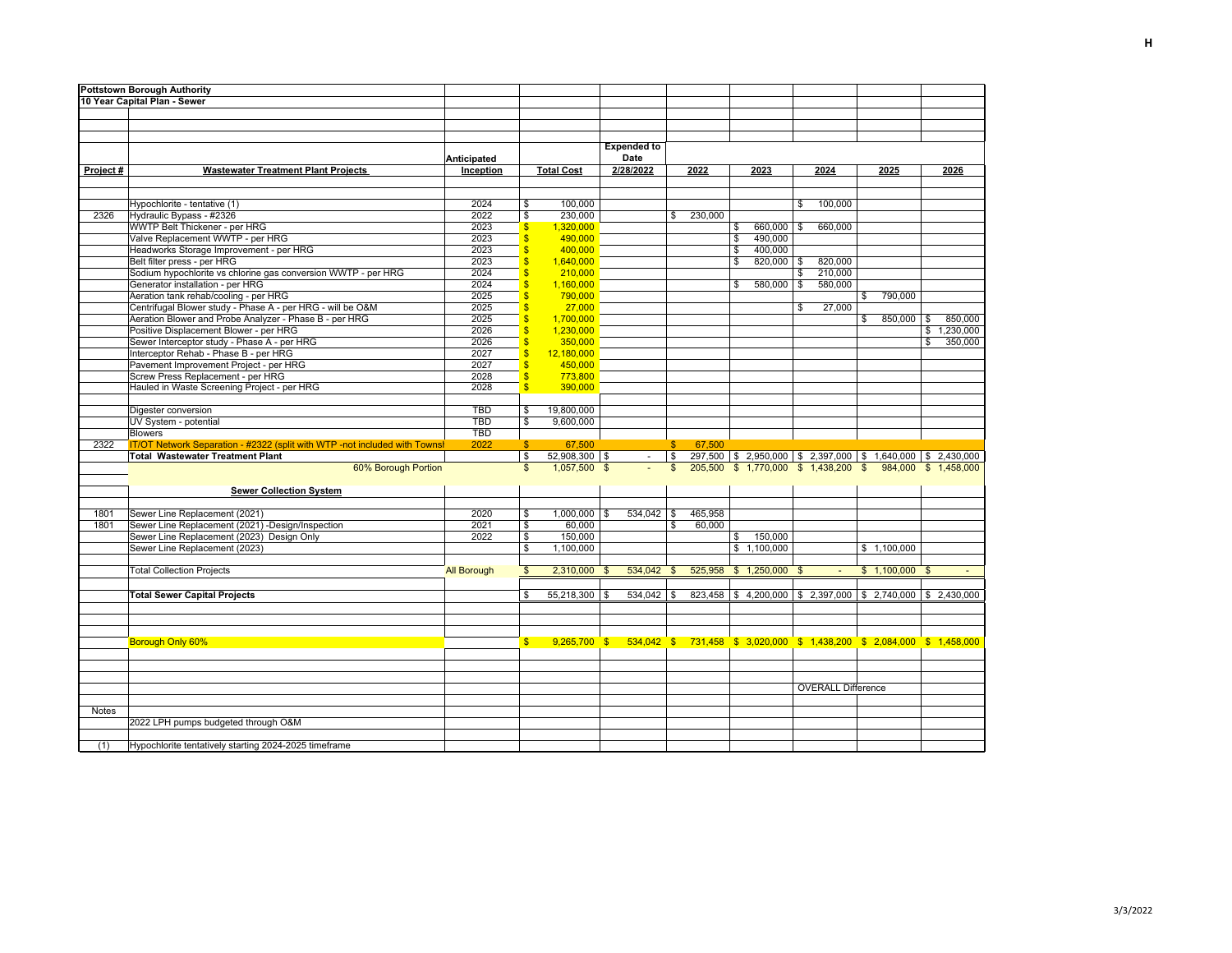**Pottstown Borough Authority**

**10 Year Capital Plan - Sewer**

| Project # | Wastewater Treatment Plant Projects | Anticipated Inception | Total Cost | Expended to Date 2/28/2022 | 2022 | 2023 | 2024 | 2025 | 2026 |
|---|---|---|---|---|---|---|---|---|---|
| | Hypochlorite - tentative (1) | 2024 | $ 100,000 | | | | $ 100,000 | | |
| 2326 | Hydraulic Bypass - #2326 | 2022 | $ 230,000 | | $ 230,000 | | | | |
| | WWTP Belt Thickener - per HRG | 2023 | $ 1,320,000 | | | $ 660,000 | $ 660,000 | | |
| | Valve Replacement WWTP - per HRG | 2023 | $ 490,000 | | | $ 490,000 | | | |
| | Headworks Storage Improvement - per HRG | 2023 | $ 400,000 | | | $ 400,000 | | | |
| | Belt filter press - per HRG | 2023 | $ 1,640,000 | | | $ 820,000 | $ 820,000 | | |
| | Sodium hypochlorite vs chlorine gas conversion WWTP - per HRG | 2024 | $ 210,000 | | | | $ 210,000 | | |
| | Generator installation - per HRG | 2024 | $ 1,160,000 | | | $ 580,000 | $ 580,000 | | |
| | Aeration tank rehab/cooling - per HRG | 2025 | $ 790,000 | | | | | $ 790,000 | |
| | Centrifugal Blower study - Phase A - per HRG - will be O&M | 2025 | $ 27,000 | | | | $ 27,000 | | |
| | Aeration Blower and Probe Analyzer - Phase B - per HRG | 2025 | $ 1,700,000 | | | | | $ 850,000 | $ 850,000 |
| | Positive Displacement Blower - per HRG | 2026 | $ 1,230,000 | | | | | | $ 1,230,000 |
| | Sewer Interceptor study - Phase A - per HRG | 2026 | $ 350,000 | | | | | | $ 350,000 |
| | Interceptor Rehab - Phase B - per HRG | 2027 | $ 12,180,000 | | | | | | |
| | Pavement Improvement Project - per HRG | 2027 | $ 450,000 | | | | | | |
| | Screw Press Replacement - per HRG | 2028 | $ 773,800 | | | | | | |
| | Hauled in Waste Screening Project - per HRG | 2028 | $ 390,000 | | | | | | |
| | | | | | | | | | |
| | Digester conversion | TBD | $ 19,800,000 | | | | | | |
| | UV System - potential | TBD | $ 9,600,000 | | | | | | |
| | Blowers | TBD | | | | | | | |
| 2322 | IT/OT Network Separation - #2322 (split with WTP -not included with Townsl | 2022 | $ 67,500 | | $ 67,500 | | | | |
| | **Total Wastewater Treatment Plant** | | $ 52,908,300 | $ - | $ 297,500 | $ 2,950,000 | $ 2,397,000 | $ 1,640,000 | $ 2,430,000 |
| | 60% Borough Portion | | $ 1,057,500 | $ - | $ 205,500 | $ 1,770,000 | $ 1,438,200 | $ 984,000 | $ 1,458,000 |
| | | | | | | | | | |
| | **Sewer Collection System** | | | | | | | | |
| | | | | | | | | | |
| 1801 | Sewer Line Replacement (2021) | 2020 | $ 1,000,000 | $ 534,042 | $ 465,958 | | | | |
| 1801 | Sewer Line Replacement (2021) -Design/Inspection | 2021 | $ 60,000 | | $ 60,000 | | | | |
| | Sewer Line Replacement (2023) Design Only | 2022 | $ 150,000 | | | $ 150,000 | | | |
| | Sewer Line Replacement (2023) | | $ 1,100,000 | | | $ 1,100,000 | | $ 1,100,000 | |
| | | | | | | | | | |
| | Total Collection Projects | All Borough | $ 2,310,000 | $ 534,042 | $ 525,958 | $ 1,250,000 | $ - | $ 1,100,000 | $ - |
| | | | | | | | | | |
| | **Total Sewer Capital Projects** | | $ 55,218,300 | $ 534,042 | $ 823,458 | $ 4,200,000 | $ 2,397,000 | $ 2,740,000 | $ 2,430,000 |
| | | | | | | | | | |
| | Borough Only 60% | | $ 9,265,700 | $ 534,042 | $ 731,458 | $ 3,020,000 | $ 1,438,200 | $ 2,084,000 | $ 1,458,000 |
| | | | | | | | | | |
| | | | | | | | OVERALL Difference | | |

| Notes | |
|---|---|
| | 2022 LPH pumps budgeted through O&M |
| (1) | Hypochlorite tentatively starting 2024-2025 timeframe |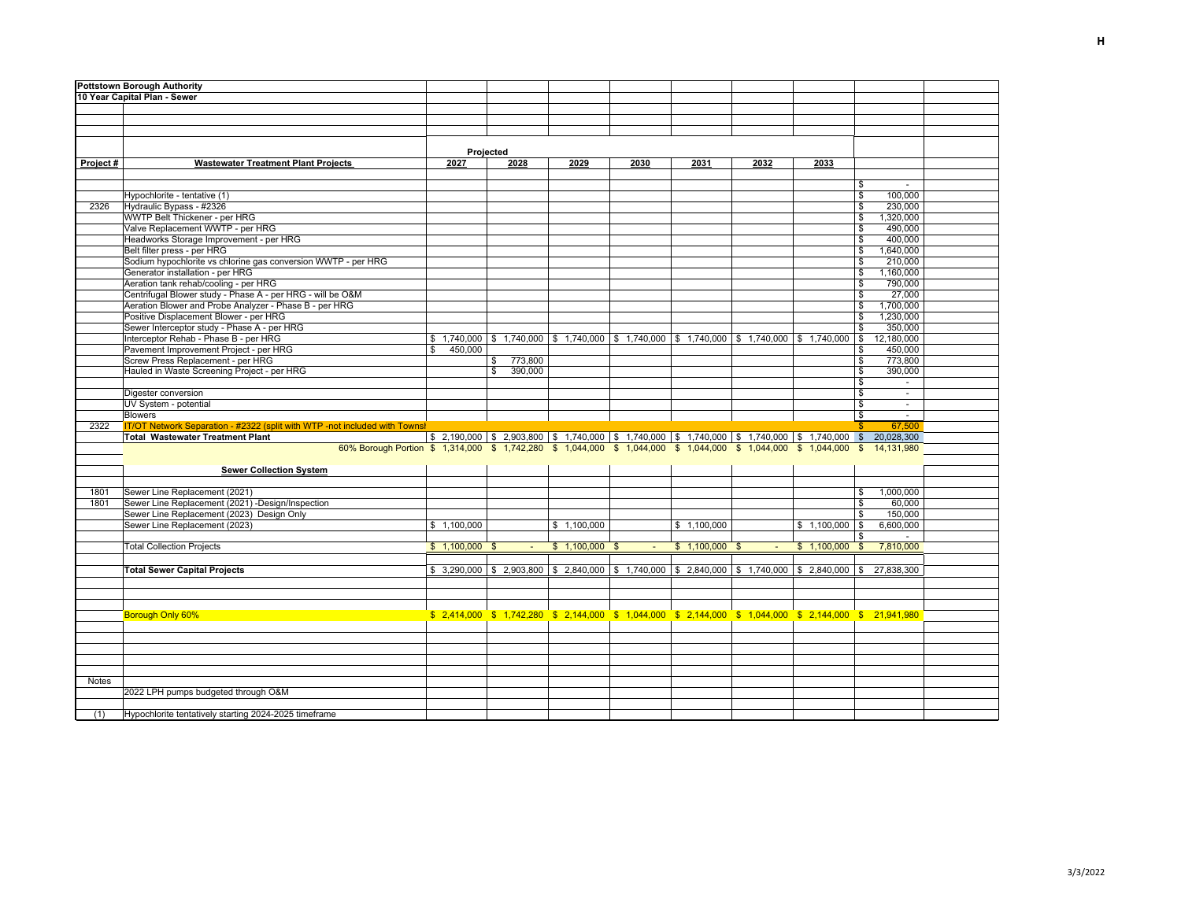**Pottstown Borough Authority**

**10 Year Capital Plan - Sewer**

| Project # | Wastewater Treatment Plant Projects | Projected 2027 | 2028 | 2029 | 2030 | 2031 | 2032 | 2033 | |
|---|---|---|---|---|---|---|---|---|---|
| | | | | | | | | | $ - |
| | Hypochlorite - tentative (1) | | | | | | | | $ 100,000 |
| 2326 | Hydraulic Bypass - #2326 | | | | | | | | $ 230,000 |
| | WWTP Belt Thickener - per HRG | | | | | | | | $ 1,320,000 |
| | Valve Replacement WWTP - per HRG | | | | | | | | $ 490,000 |
| | Headworks Storage Improvement - per HRG | | | | | | | | $ 400,000 |
| | Belt filter press - per HRG | | | | | | | | $ 1,640,000 |
| | Sodium hypochlorite vs chlorine gas conversion WWTP - per HRG | | | | | | | | $ 210,000 |
| | Generator installation - per HRG | | | | | | | | $ 1,160,000 |
| | Aeration tank rehab/cooling - per HRG | | | | | | | | $ 790,000 |
| | Centrifugal Blower study - Phase A - per HRG - will be O&M | | | | | | | | $ 27,000 |
| | Aeration Blower and Probe Analyzer - Phase B - per HRG | | | | | | | | $ 1,700,000 |
| | Positive Displacement Blower - per HRG | | | | | | | | $ 1,230,000 |
| | Sewer Interceptor study - Phase A - per HRG | | | | | | | | $ 350,000 |
| | Interceptor Rehab - Phase B - per HRG | $ 1,740,000 | $ 1,740,000 | $ 1,740,000 | $ 1,740,000 | $ 1,740,000 | $ 1,740,000 | $ 1,740,000 | $ 12,180,000 |
| | Pavement Improvement Project - per HRG | $ 450,000 | | | | | | | $ 450,000 |
| | Screw Press Replacement - per HRG | | $ 773,800 | | | | | | $ 773,800 |
| | Hauled in Waste Screening Project - per HRG | | $ 390,000 | | | | | | $ 390,000 |
| | | | | | | | | | $ - |
| | Digester conversion | | | | | | | | $ - |
| | UV System - potential | | | | | | | | $ - |
| | Blowers | | | | | | | | $ - |
| 2322 | IT/OT Network Separation - #2322 (split with WTP -not included with Townsl | | | | | | | | $ 67,500 |
| | **Total Wastewater Treatment Plant** | $ 2,190,000 | $ 2,903,800 | $ 1,740,000 | $ 1,740,000 | $ 1,740,000 | $ 1,740,000 | $ 1,740,000 | $ 20,028,300 |
| | 60% Borough Portion | $ 1,314,000 | $ 1,742,280 | $ 1,044,000 | $ 1,044,000 | $ 1,044,000 | $ 1,044,000 | $ 1,044,000 | $ 14,131,980 |
| | | | | | | | | | |
| | **Sewer Collection System** | | | | | | | | |
| | | | | | | | | | |
| 1801 | Sewer Line Replacement (2021) | | | | | | | | $ 1,000,000 |
| 1801 | Sewer Line Replacement (2021) -Design/Inspection | | | | | | | | $ 60,000 |
| | Sewer Line Replacement (2023) Design Only | | | | | | | | $ 150,000 |
| | Sewer Line Replacement (2023) | $ 1,100,000 | | $ 1,100,000 | | $ 1,100,000 | | $ 1,100,000 | $ 6,600,000 |
| | | | | | | | | | $ - |
| | Total Collection Projects | $ 1,100,000 | $ - | $ 1,100,000 | $ - | $ 1,100,000 | $ - | $ 1,100,000 | $ 7,810,000 |
| | | | | | | | | | |
| | **Total Sewer Capital Projects** | $ 3,290,000 | $ 2,903,800 | $ 2,840,000 | $ 1,740,000 | $ 2,840,000 | $ 1,740,000 | $ 2,840,000 | $ 27,838,300 |
| | | | | | | | | | |
| | Borough Only 60% | $ 2,414,000 | $ 1,742,280 | $ 2,144,000 | $ 1,044,000 | $ 2,144,000 | $ 1,044,000 | $ 2,144,000 | $ 21,941,980 |

Notes

2022 LPH pumps budgeted through O&M

(1) Hypochlorite tentatively starting 2024-2025 timeframe